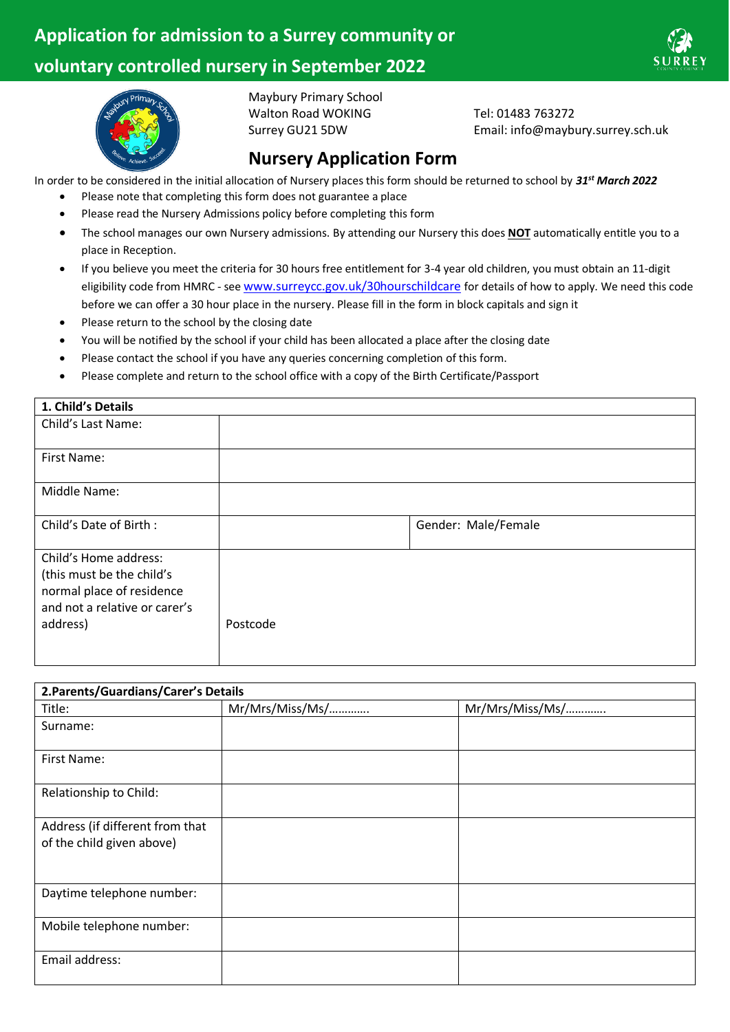# Application for admission to a Surrey community or voluntary controlled nursery in September 2022

Maybury Primary School
Walton Road WOKING
Surrey GU21 5DW

Tel: 01483 763272
Email: info@maybury.surrey.sch.uk

## Nursery Application Form

In order to be considered in the initial allocation of Nursery places this form should be returned to school by ***31st March 2022***

- Please note that completing this form does not guarantee a place
- Please read the Nursery Admissions policy before completing this form
- The school manages our own Nursery admissions. By attending our Nursery this does **NOT** automatically entitle you to a place in Reception.
- If you believe you meet the criteria for 30 hours free entitlement for 3-4 year old children, you must obtain an 11-digit eligibility code from HMRC - see www.surreycc.gov.uk/30hourschildcare for details of how to apply. We need this code before we can offer a 30 hour place in the nursery. Please fill in the form in block capitals and sign it
- Please return to the school by the closing date
- You will be notified by the school if your child has been allocated a place after the closing date
- Please contact the school if you have any queries concerning completion of this form.
- Please complete and return to the school office with a copy of the Birth Certificate/Passport

| **1. Child's Details** | | |
|---|---|---|
| Child's Last Name: | | |
| First Name: | | |
| Middle Name: | | |
| Child's Date of Birth : | | Gender: Male/Female |
| Child's Home address: (this must be the child's normal place of residence and not a relative or carer's address) | Postcode | |

| **2.Parents/Guardians/Carer's Details** | | |
|---|---|---|
| Title: | Mr/Mrs/Miss/Ms/………… | Mr/Mrs/Miss/Ms/………… |
| Surname: | | |
| First Name: | | |
| Relationship to Child: | | |
| Address (if different from that of the child given above) | | |
| Daytime telephone number: | | |
| Mobile telephone number: | | |
| Email address: | | |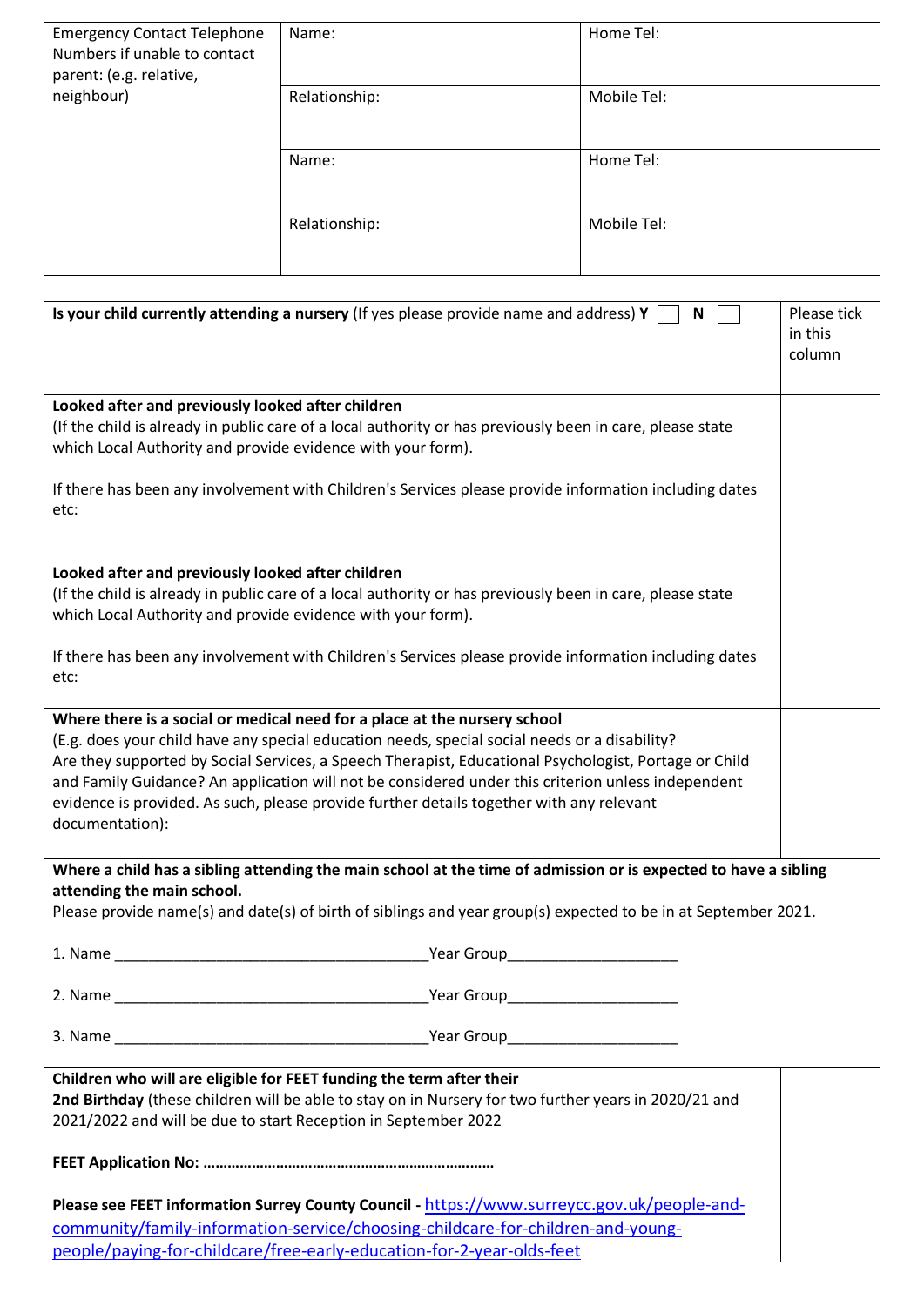| Emergency Contact Telephone Numbers if unable to contact parent: (e.g. relative, neighbour) | Name: | Home Tel: |
| --- | --- | --- |
| | Relationship: | Mobile Tel: |
| | Name: | Home Tel: |
| | Relationship: | Mobile Tel: |

| | |
| --- | --- |
| **Is your child currently attending a nursery** (If yes please provide name and address) **Y** ☐ **N** ☐ | Please tick in this column |
| **Looked after and previously looked after children**<br>(If the child is already in public care of a local authority or has previously been in care, please state which Local Authority and provide evidence with your form).<br><br>If there has been any involvement with Children's Services please provide information including dates etc: | |
| **Looked after and previously looked after children**<br>(If the child is already in public care of a local authority or has previously been in care, please state which Local Authority and provide evidence with your form).<br><br>If there has been any involvement with Children's Services please provide information including dates etc: | |
| **Where there is a social or medical need for a place at the nursery school**<br>(E.g. does your child have any special education needs, special social needs or a disability? Are they supported by Social Services, a Speech Therapist, Educational Psychologist, Portage or Child and Family Guidance? An application will not be considered under this criterion unless independent evidence is provided. As such, please provide further details together with any relevant documentation): | |

**Where a child has a sibling attending the main school at the time of admission or is expected to have a sibling attending the main school.**
Please provide name(s) and date(s) of birth of siblings and year group(s) expected to be in at September 2021.

1. Name ______________________________________Year Group____________________

2. Name ______________________________________Year Group____________________

3. Name ______________________________________Year Group____________________

| | |
| --- | --- |
| **Children who will are eligible for FEET funding the term after their 2nd Birthday** (these children will be able to stay on in Nursery for two further years in 2020/21 and 2021/2022 and will be due to start Reception in September 2022<br><br>**FEET Application No: ………………………………………………………………**<br><br>**Please see FEET information Surrey County Council -** https://www.surreycc.gov.uk/people-and-community/family-information-service/choosing-childcare-for-children-and-young-people/paying-for-childcare/free-early-education-for-2-year-olds-feet | |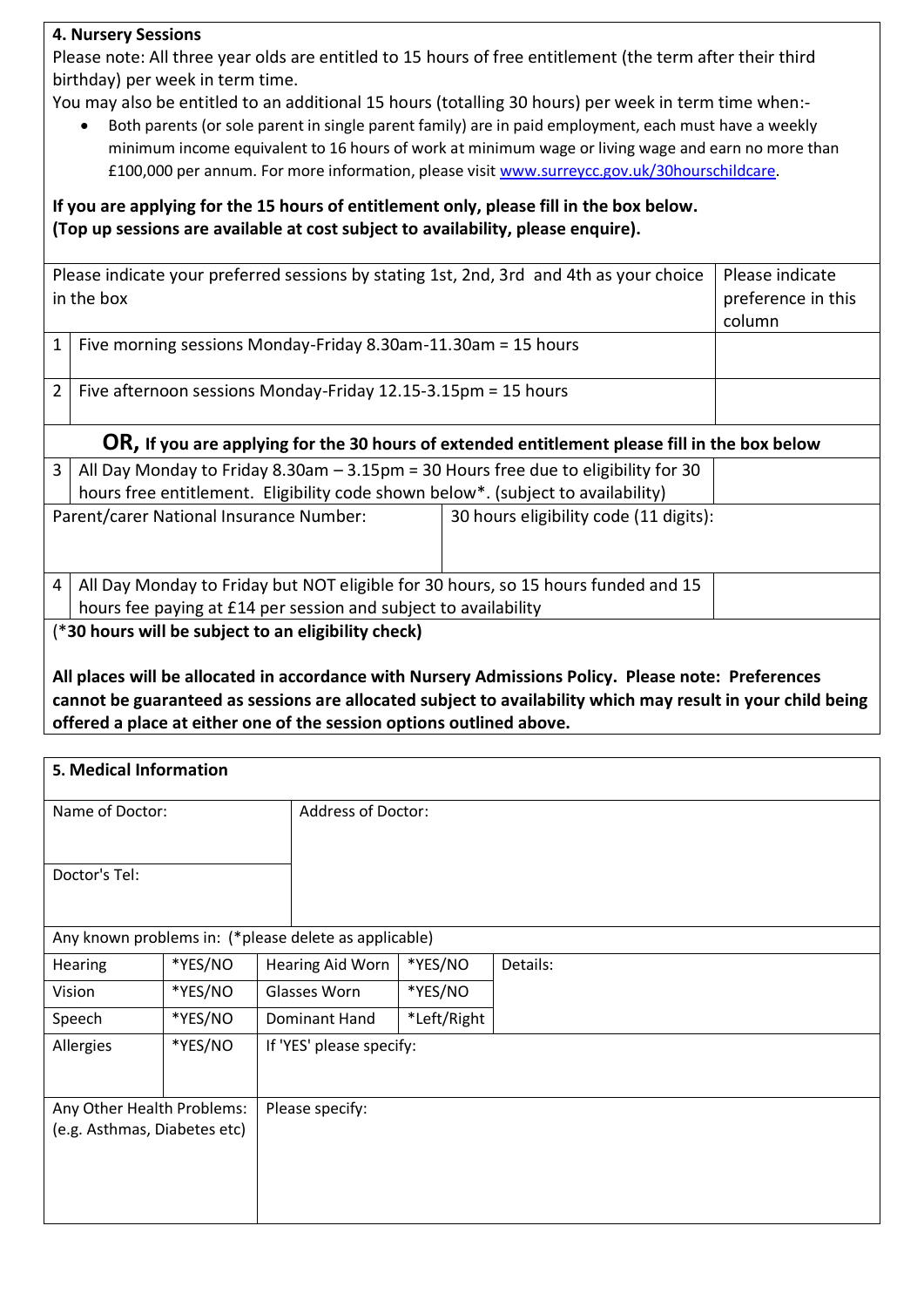### 4. Nursery Sessions

Please note: All three year olds are entitled to 15 hours of free entitlement (the term after their third birthday) per week in term time.

You may also be entitled to an additional 15 hours (totalling 30 hours) per week in term time when:-

- Both parents (or sole parent in single parent family) are in paid employment, each must have a weekly minimum income equivalent to 16 hours of work at minimum wage or living wage and earn no more than £100,000 per annum. For more information, please visit [www.surreycc.gov.uk/30hourschildcare](www.surreycc.gov.uk/30hourschildcare).

**If you are applying for the 15 hours of entitlement only, please fill in the box below.**
**(Top up sessions are available at cost subject to availability, please enquire).**

| | Please indicate your preferred sessions by stating 1st, 2nd, 3rd and 4th as your choice in the box | Please indicate preference in this column |
|---|---|---|
| 1 | Five morning sessions Monday-Friday 8.30am-11.30am = 15 hours | |
| 2 | Five afternoon sessions Monday-Friday 12.15-3.15pm = 15 hours | |

**OR, If you are applying for the 30 hours of extended entitlement please fill in the box below**

| | | |
|---|---|---|
| 3 | All Day Monday to Friday 8.30am – 3.15pm = 30 Hours free due to eligibility for 30 hours free entitlement. Eligibility code shown below*. (subject to availability) | |
| | Parent/carer National Insurance Number: | 30 hours eligibility code (11 digits): |
| 4 | All Day Monday to Friday but NOT eligible for 30 hours, so 15 hours funded and 15 hours fee paying at £14 per session and subject to availability | |

(***30 hours will be subject to an eligibility check)**

**All places will be allocated in accordance with Nursery Admissions Policy. Please note: Preferences cannot be guaranteed as sessions are allocated subject to availability which may result in your child being offered a place at either one of the session options outlined above.**

### 5. Medical Information

| | |
|---|---|
| Name of Doctor: | Address of Doctor: |
| Doctor's Tel: | |

Any known problems in: (*please delete as applicable)

| | | | | |
|---|---|---|---|---|
| Hearing | *YES/NO | Hearing Aid Worn | *YES/NO | Details: |
| Vision | *YES/NO | Glasses Worn | *YES/NO | |
| Speech | *YES/NO | Dominant Hand | *Left/Right | |
| Allergies | *YES/NO | If 'YES' please specify: | | |
| Any Other Health Problems: (e.g. Asthmas, Diabetes etc) | | Please specify: | | |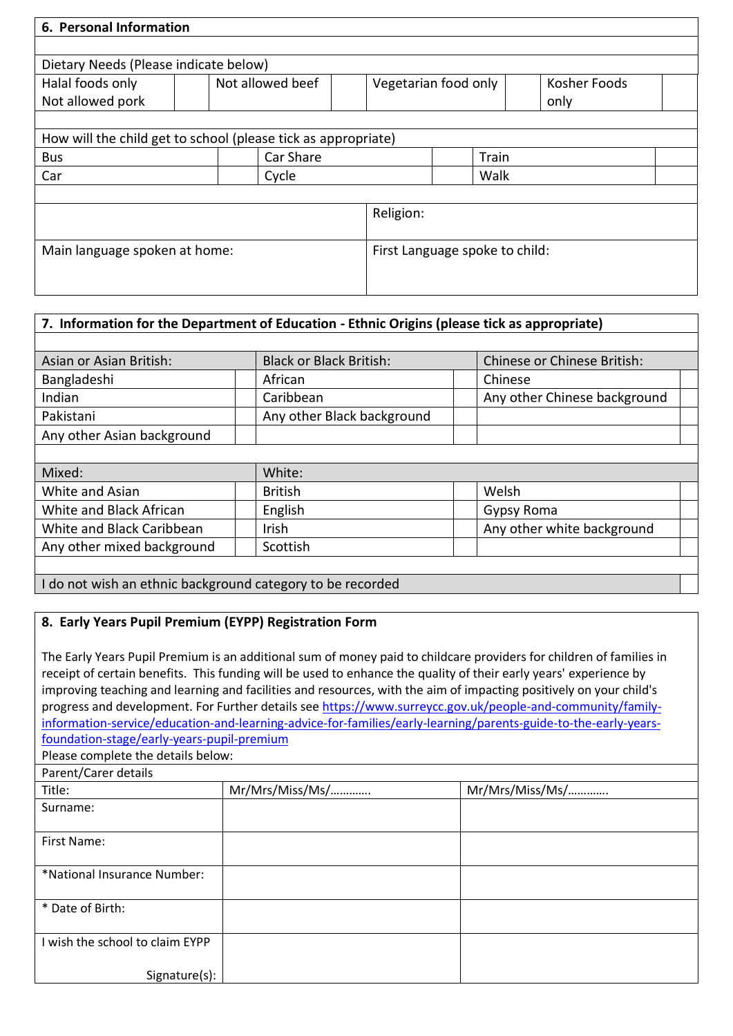## 6. Personal Information

Dietary Needs (Please indicate below)

| Halal foods only<br>Not allowed pork | | Not allowed beef | | Vegetarian food only | | Kosher Foods only | |
|---|---|---|---|---|---|---|---|

How will the child get to school (please tick as appropriate)

| Bus | | Car Share | | Train | |
|---|---|---|---|---|---|
| Car | | Cycle | | Walk | |

| | Religion: |
|---|---|
| Main language spoken at home: | First Language spoke to child: |

## 7. Information for the Department of Education - Ethnic Origins (please tick as appropriate)

| Asian or Asian British: | | Black or Black British: | | Chinese or Chinese British: | |
|---|---|---|---|---|---|
| Bangladeshi | | African | | Chinese | |
| Indian | | Caribbean | | Any other Chinese background | |
| Pakistani | | Any other Black background | | | |
| Any other Asian background | | | | | |
| Mixed: | | White: | | | |
| White and Asian | | British | | Welsh | |
| White and Black African | | English | | Gypsy Roma | |
| White and Black Caribbean | | Irish | | Any other white background | |
| Any other mixed background | | Scottish | | | |

| I do not wish an ethnic background category to be recorded | |
|---|---|

## 8. Early Years Pupil Premium (EYPP) Registration Form

The Early Years Pupil Premium is an additional sum of money paid to childcare providers for children of families in receipt of certain benefits. This funding will be used to enhance the quality of their early years' experience by improving teaching and learning and facilities and resources, with the aim of impacting positively on your child's progress and development. For Further details see https://www.surreycc.gov.uk/people-and-community/family-information-service/education-and-learning-advice-for-families/early-learning/parents-guide-to-the-early-years-foundation-stage/early-years-pupil-premium

Please complete the details below:

| Parent/Carer details | | |
|---|---|---|
| Title: | Mr/Mrs/Miss/Ms/………… | Mr/Mrs/Miss/Ms/………… |
| Surname: | | |
| First Name: | | |
| *National Insurance Number: | | |
| * Date of Birth: | | |
| I wish the school to claim EYPP<br>Signature(s): | | |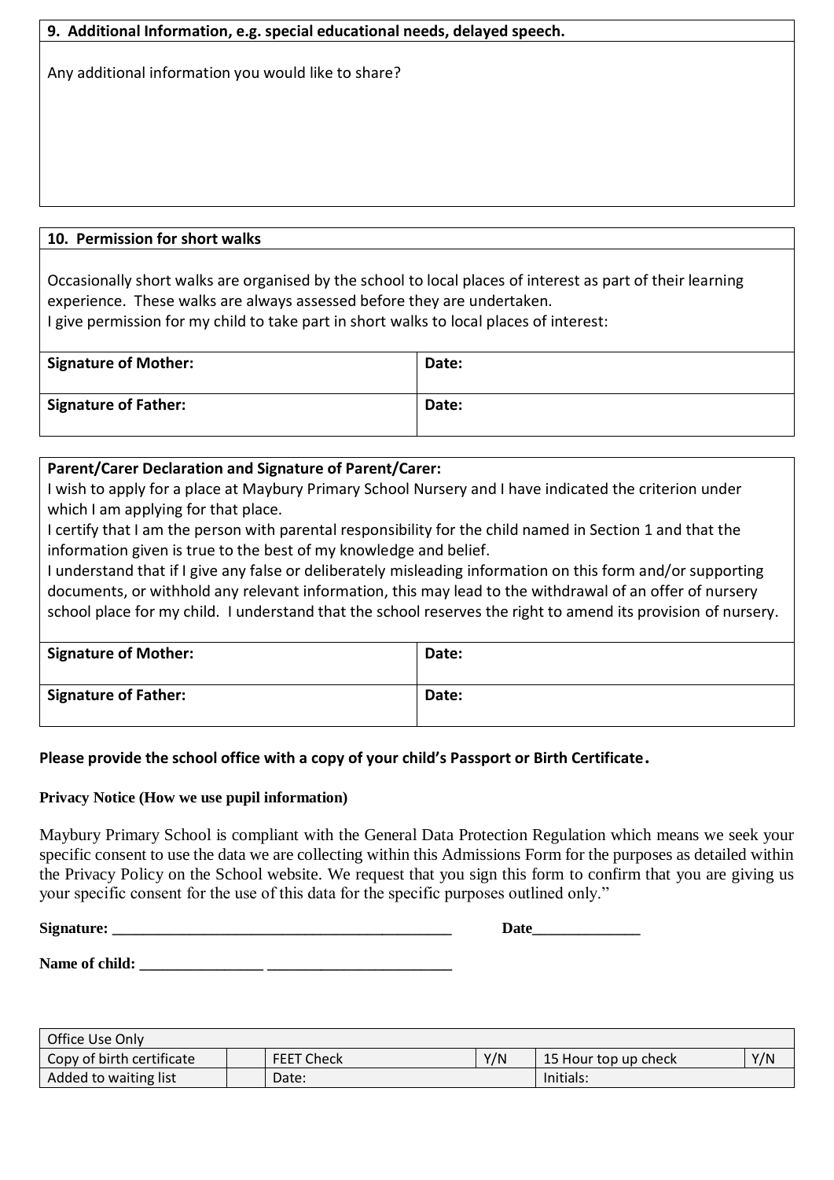| 9. Additional Information, e.g. special educational needs, delayed speech. |
|---|
| Any additional information you would like to share? |

| 10. Permission for short walks | |
|---|---|
| Occasionally short walks are organised by the school to local places of interest as part of their learning experience. These walks are always assessed before they are undertaken.<br>I give permission for my child to take part in short walks to local places of interest: | |
| **Signature of Mother:** | **Date:** |
| **Signature of Father:** | **Date:** |

| Parent/Carer Declaration and Signature of Parent/Carer: | |
|---|---|
| I wish to apply for a place at Maybury Primary School Nursery and I have indicated the criterion under which I am applying for that place.<br>I certify that I am the person with parental responsibility for the child named in Section 1 and that the information given is true to the best of my knowledge and belief.<br>I understand that if I give any false or deliberately misleading information on this form and/or supporting documents, or withhold any relevant information, this may lead to the withdrawal of an offer of nursery school place for my child. I understand that the school reserves the right to amend its provision of nursery. | |
| **Signature of Mother:** | **Date:** |
| **Signature of Father:** | **Date:** |

**Please provide the school office with a copy of your child's Passport or Birth Certificate.**

**Privacy Notice (How we use pupil information)**

Maybury Primary School is compliant with the General Data Protection Regulation which means we seek your specific consent to use the data we are collecting within this Admissions Form for the purposes as detailed within the Privacy Policy on the School website. We request that you sign this form to confirm that you are giving us your specific consent for the use of this data for the specific purposes outlined only."

**Signature: _____________________________________________ Date______________**

**Name of child: ________________ ________________________**

| Office Use Only | | | | | |
|---|---|---|---|---|---|
| Copy of birth certificate | | FEET Check | Y/N | 15 Hour top up check | Y/N |
| Added to waiting list | | Date: | | Initials: | |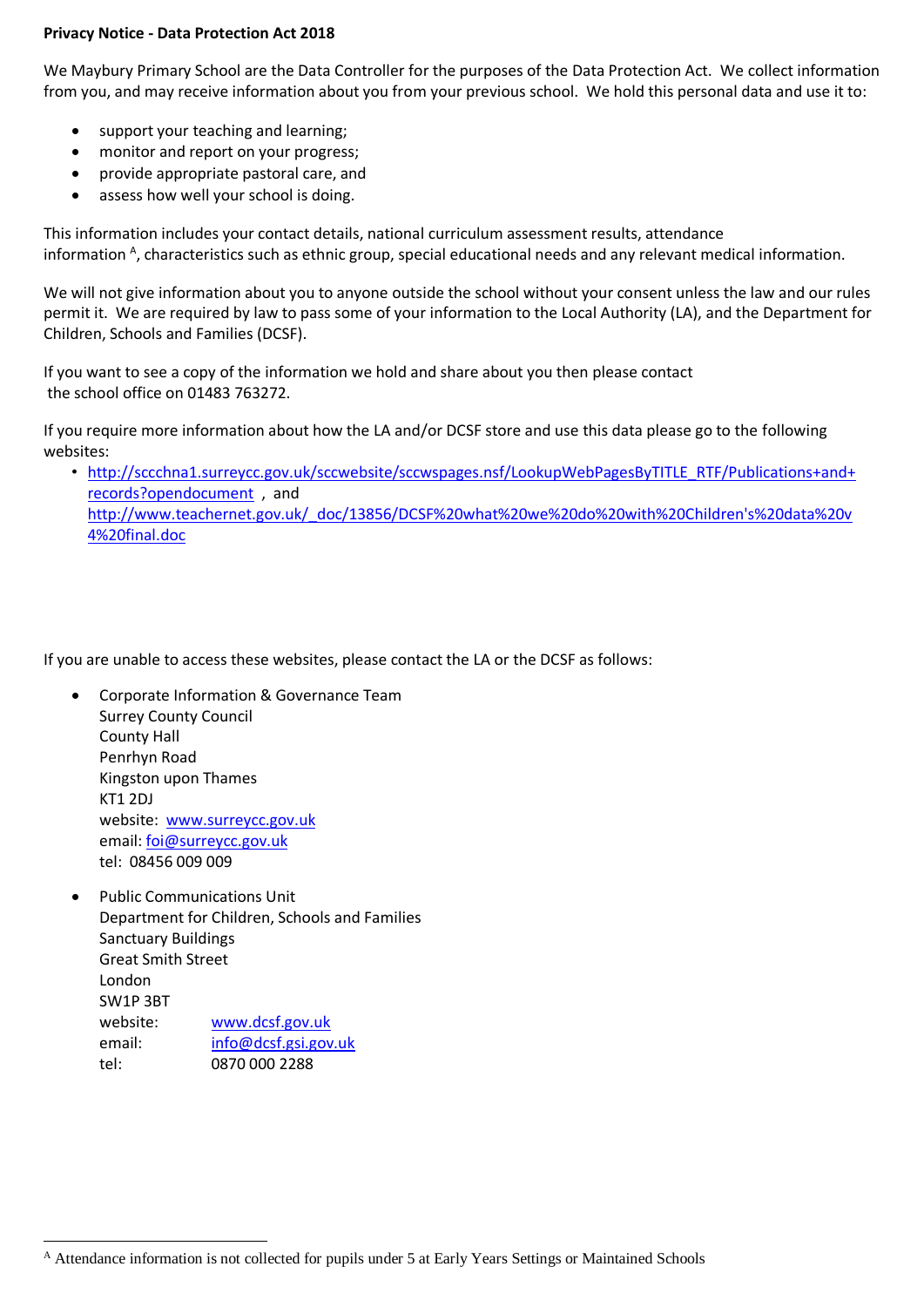**Privacy Notice - Data Protection Act 2018**

We Maybury Primary School are the Data Controller for the purposes of the Data Protection Act. We collect information from you, and may receive information about you from your previous school. We hold this personal data and use it to:

- support your teaching and learning;
- monitor and report on your progress;
- provide appropriate pastoral care, and
- assess how well your school is doing.

This information includes your contact details, national curriculum assessment results, attendance information [A], characteristics such as ethnic group, special educational needs and any relevant medical information.

We will not give information about you to anyone outside the school without your consent unless the law and our rules permit it. We are required by law to pass some of your information to the Local Authority (LA), and the Department for Children, Schools and Families (DCSF).

If you want to see a copy of the information we hold and share about you then please contact the school office on 01483 763272.

If you require more information about how the LA and/or DCSF store and use this data please go to the following websites:

- http://sccchna1.surreycc.gov.uk/sccwebsite/sccwspages.nsf/LookupWebPagesByTITLE_RTF/Publications+and+records?opendocument , and http://www.teachernet.gov.uk/_doc/13856/DCSF%20what%20we%20do%20with%20Children's%20data%20v4%20final.doc

If you are unable to access these websites, please contact the LA or the DCSF as follows:

- Corporate Information & Governance Team
  Surrey County Council
  County Hall
  Penrhyn Road
  Kingston upon Thames
  KT1 2DJ
  website: www.surreycc.gov.uk
  email: foi@surreycc.gov.uk
  tel: 08456 009 009

- Public Communications Unit
  Department for Children, Schools and Families
  Sanctuary Buildings
  Great Smith Street
  London
  SW1P 3BT
  website: www.dcsf.gov.uk
  email: info@dcsf.gsi.gov.uk
  tel: 0870 000 2288

[A] Attendance information is not collected for pupils under 5 at Early Years Settings or Maintained Schools